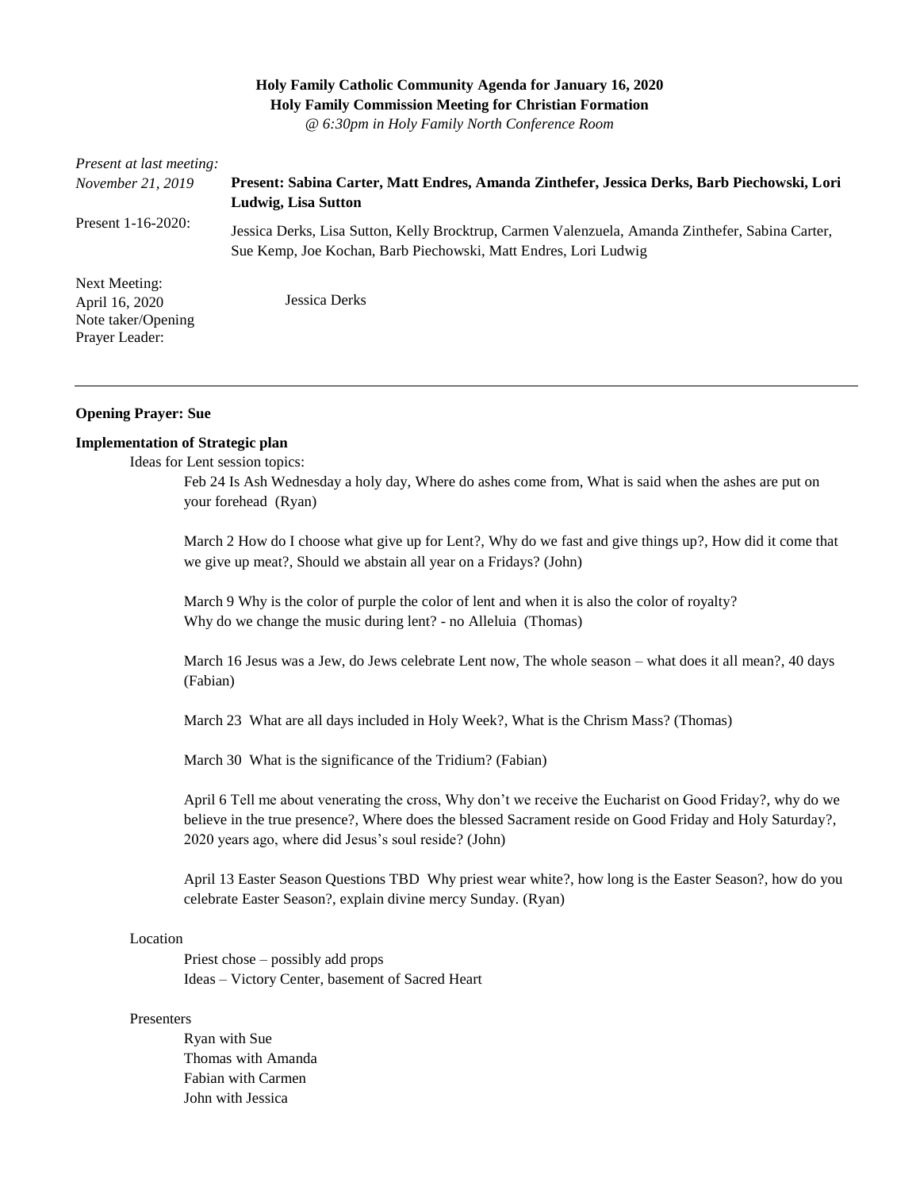**Holy Family Catholic Community Agenda for January 16, 2020**
**Holy Family Commission Meeting for Christian Formation**
*@ 6:30pm in Holy Family North Conference Room*

*Present at last meeting: November 21, 2019* — **Present: Sabina Carter, Matt Endres, Amanda Zinthefer, Jessica Derks, Barb Piechowski, Lori Ludwig, Lisa Sutton**

Present 1-16-2020: Jessica Derks, Lisa Sutton, Kelly Brocktrup, Carmen Valenzuela, Amanda Zinthefer, Sabina Carter, Sue Kemp, Joe Kochan, Barb Piechowski, Matt Endres, Lori Ludwig

Next Meeting: April 16, 2020
Note taker/Opening Prayer Leader: Jessica Derks

---

**Opening Prayer: Sue**

**Implementation of Strategic plan**

Ideas for Lent session topics:

Feb 24 Is Ash Wednesday a holy day, Where do ashes come from, What is said when the ashes are put on your forehead (Ryan)

March 2 How do I choose what give up for Lent?, Why do we fast and give things up?, How did it come that we give up meat?, Should we abstain all year on a Fridays? (John)

March 9 Why is the color of purple the color of lent and when it is also the color of royalty?
Why do we change the music during lent? - no Alleluia (Thomas)

March 16 Jesus was a Jew, do Jews celebrate Lent now, The whole season – what does it all mean?, 40 days (Fabian)

March 23 What are all days included in Holy Week?, What is the Chrism Mass? (Thomas)

March 30 What is the significance of the Tridium? (Fabian)

April 6 Tell me about venerating the cross, Why don't we receive the Eucharist on Good Friday?, why do we believe in the true presence?, Where does the blessed Sacrament reside on Good Friday and Holy Saturday?, 2020 years ago, where did Jesus's soul reside? (John)

April 13 Easter Season Questions TBD Why priest wear white?, how long is the Easter Season?, how do you celebrate Easter Season?, explain divine mercy Sunday. (Ryan)

Location

Priest chose – possibly add props
Ideas – Victory Center, basement of Sacred Heart

Presenters

Ryan with Sue
Thomas with Amanda
Fabian with Carmen
John with Jessica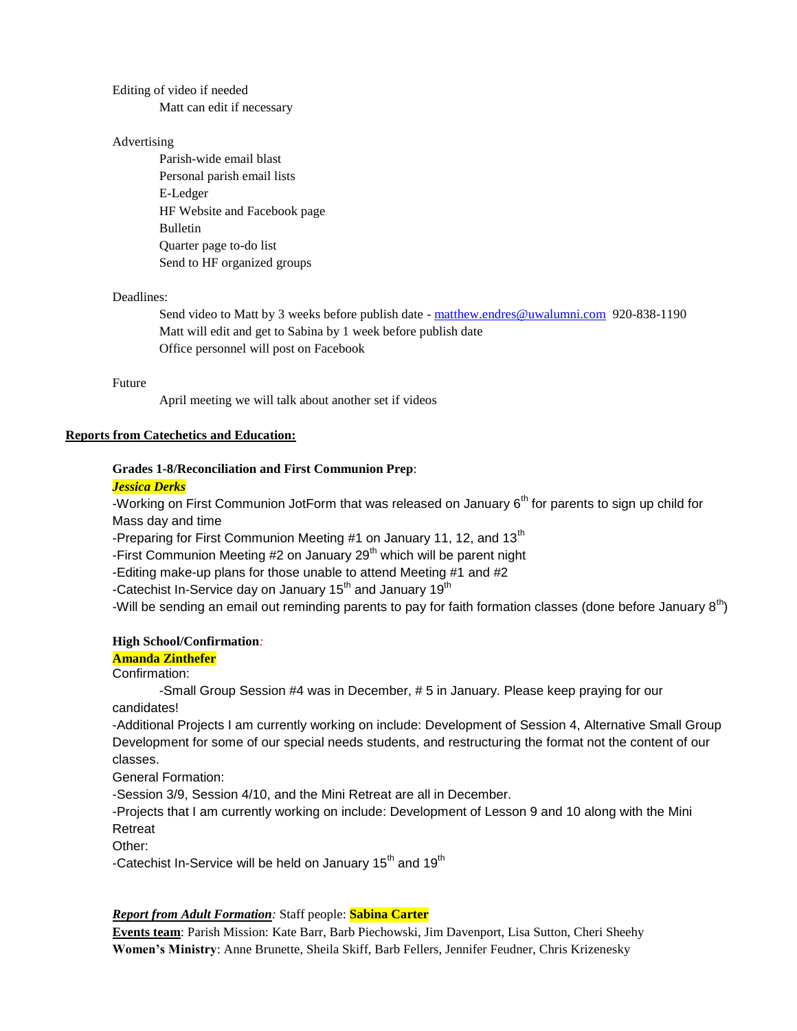Editing of video if needed

- Matt can edit if necessary

Advertising

- Parish-wide email blast
- Personal parish email lists
- E-Ledger
- HF Website and Facebook page
- Bulletin
- Quarter page to-do list
- Send to HF organized groups

Deadlines:

- Send video to Matt by 3 weeks before publish date - matthew.endres@uwalumni.com 920-838-1190
- Matt will edit and get to Sabina by 1 week before publish date
- Office personnel will post on Facebook

Future

- April meeting we will talk about another set if videos

**Reports from Catechetics and Education:**

**Grades 1-8/Reconciliation and First Communion Prep**:

***Jessica Derks***

-Working on First Communion JotForm that was released on January 6th for parents to sign up child for Mass day and time
-Preparing for First Communion Meeting #1 on January 11, 12, and 13th
-First Communion Meeting #2 on January 29th which will be parent night
-Editing make-up plans for those unable to attend Meeting #1 and #2
-Catechist In-Service day on January 15th and January 19th
-Will be sending an email out reminding parents to pay for faith formation classes (done before January 8th)

**High School/Confirmation***:*

**Amanda Zinthefer**

Confirmation:

-Small Group Session #4 was in December, # 5 in January. Please keep praying for our candidates!
-Additional Projects I am currently working on include: Development of Session 4, Alternative Small Group Development for some of our special needs students, and restructuring the format not the content of our classes.

General Formation:

-Session 3/9, Session 4/10, and the Mini Retreat are all in December.
-Projects that I am currently working on include: Development of Lesson 9 and 10 along with the Mini Retreat

Other:

-Catechist In-Service will be held on January 15th and 19th

***Report from Adult Formation****:* Staff people: **Sabina Carter**

**Events team**: Parish Mission: Kate Barr, Barb Piechowski, Jim Davenport, Lisa Sutton, Cheri Sheehy
**Women's Ministry**: Anne Brunette, Sheila Skiff, Barb Fellers, Jennifer Feudner, Chris Krizenesky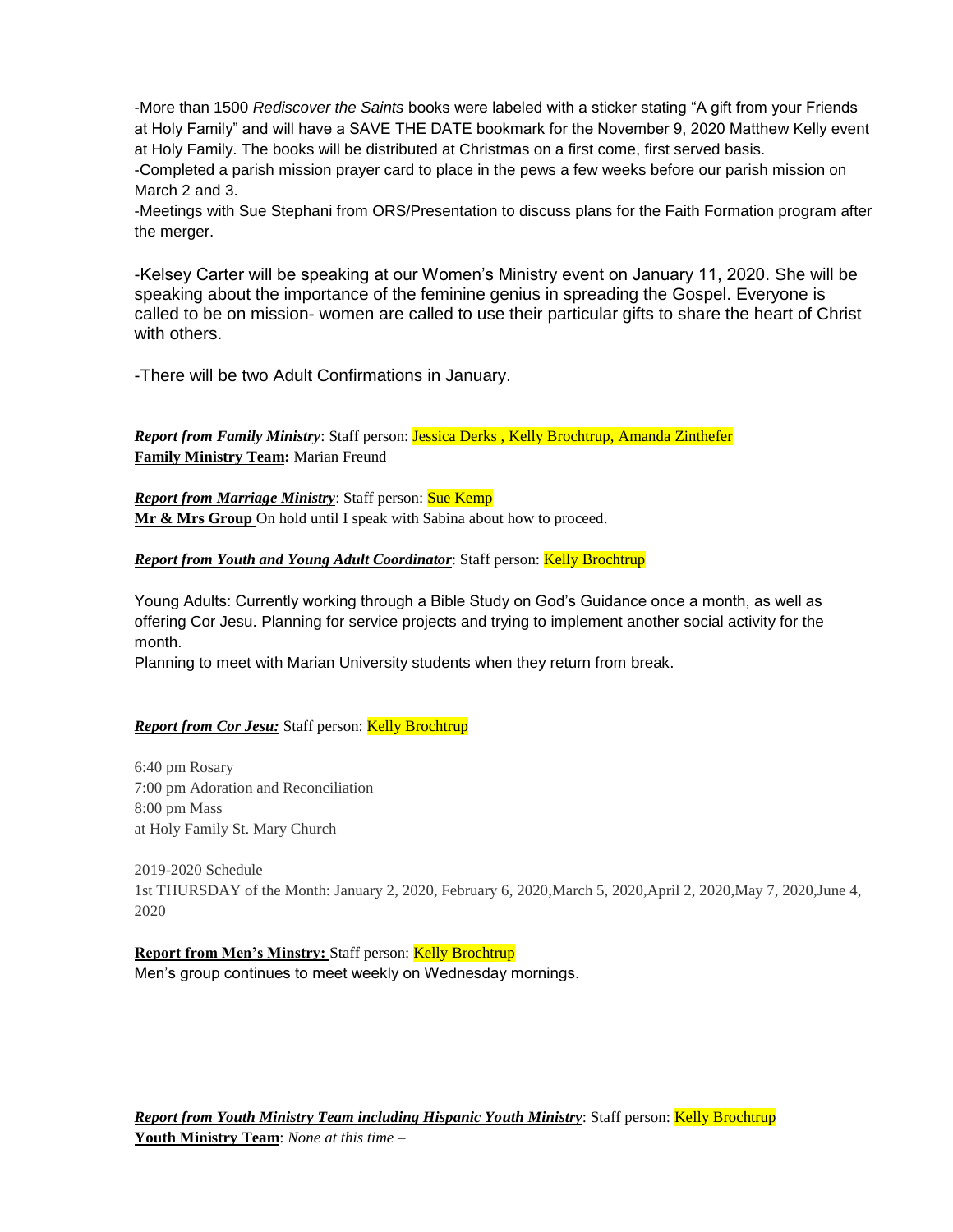-More than 1500 *Rediscover the Saints* books were labeled with a sticker stating "A gift from your Friends at Holy Family" and will have a SAVE THE DATE bookmark for the November 9, 2020 Matthew Kelly event at Holy Family. The books will be distributed at Christmas on a first come, first served basis.
-Completed a parish mission prayer card to place in the pews a few weeks before our parish mission on March 2 and 3.
-Meetings with Sue Stephani from ORS/Presentation to discuss plans for the Faith Formation program after the merger.

-Kelsey Carter will be speaking at our Women's Ministry event on January 11, 2020. She will be speaking about the importance of the feminine genius in spreading the Gospel. Everyone is called to be on mission- women are called to use their particular gifts to share the heart of Christ with others.

-There will be two Adult Confirmations in January.

***Report from Family Ministry***: Staff person: Jessica Derks , Kelly Brochtrup, Amanda Zinthefer
**Family Ministry Team:** Marian Freund

***Report from Marriage Ministry***: Staff person: Sue Kemp
**Mr & Mrs Group** On hold until I speak with Sabina about how to proceed.

***Report from Youth and Young Adult Coordinator***: Staff person: Kelly Brochtrup

Young Adults: Currently working through a Bible Study on God's Guidance once a month, as well as offering Cor Jesu. Planning for service projects and trying to implement another social activity for the month.
Planning to meet with Marian University students when they return from break.

***Report from Cor Jesu:*** Staff person: Kelly Brochtrup

6:40 pm Rosary
7:00 pm Adoration and Reconciliation
8:00 pm Mass
at Holy Family St. Mary Church

2019-2020 Schedule
1st THURSDAY of the Month: January 2, 2020, February 6, 2020,March 5, 2020,April 2, 2020,May 7, 2020,June 4, 2020

**Report from Men's Minstry:** Staff person: Kelly Brochtrup
Men's group continues to meet weekly on Wednesday mornings.

***Report from Youth Ministry Team including Hispanic Youth Ministry***: Staff person: Kelly Brochtrup
**Youth Ministry Team**: *None at this time –*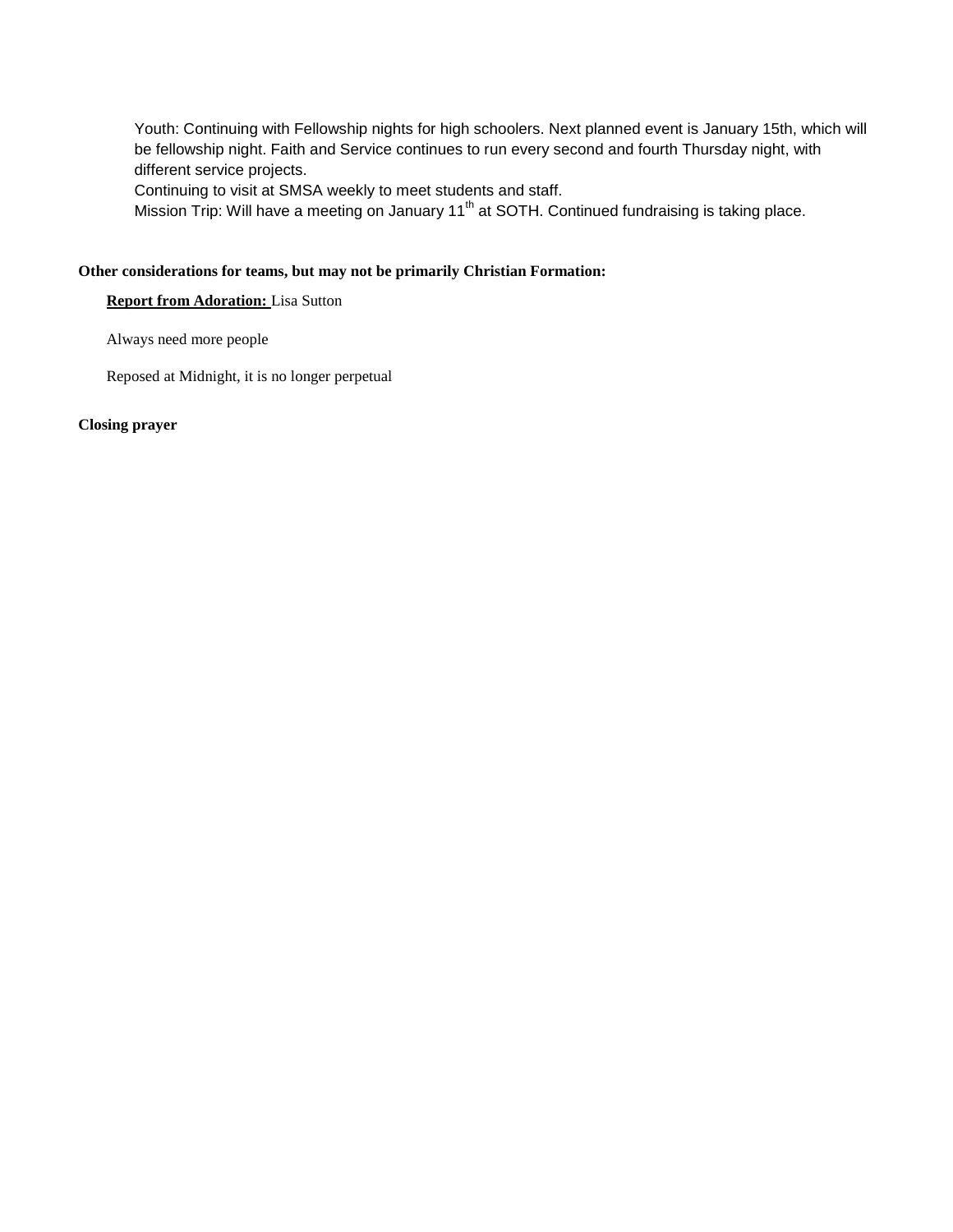Youth: Continuing with Fellowship nights for high schoolers. Next planned event is January 15th, which will be fellowship night. Faith and Service continues to run every second and fourth Thursday night, with different service projects.

Continuing to visit at SMSA weekly to meet students and staff.

Mission Trip: Will have a meeting on January 11th at SOTH. Continued fundraising is taking place.

**Other considerations for teams, but may not be primarily Christian Formation:**

**Report from Adoration:** Lisa Sutton

Always need more people

Reposed at Midnight, it is no longer perpetual

**Closing prayer**